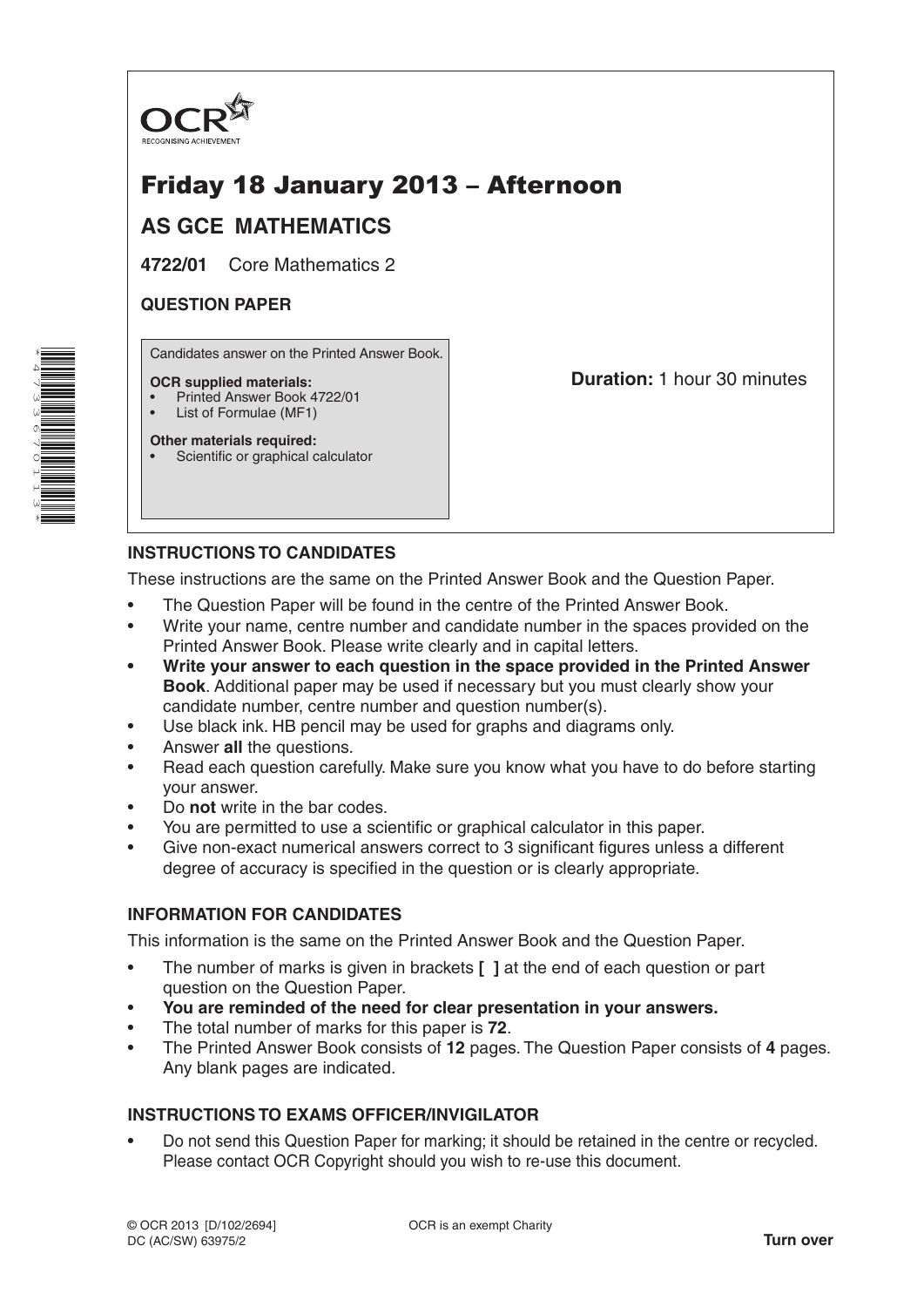OCR
RECOGNISING ACHIEVEMENT

# Friday 18 January 2013 – Afternoon

## AS GCE MATHEMATICS

**4722/01** Core Mathematics 2

**QUESTION PAPER**

Candidates answer on the Printed Answer Book.

**OCR supplied materials:**
- Printed Answer Book 4722/01
- List of Formulae (MF1)

**Other materials required:**
- Scientific or graphical calculator

**Duration:** 1 hour 30 minutes

### INSTRUCTIONS TO CANDIDATES

These instructions are the same on the Printed Answer Book and the Question Paper.

- The Question Paper will be found in the centre of the Printed Answer Book.
- Write your name, centre number and candidate number in the spaces provided on the Printed Answer Book. Please write clearly and in capital letters.
- **Write your answer to each question in the space provided in the Printed Answer Book**. Additional paper may be used if necessary but you must clearly show your candidate number, centre number and question number(s).
- Use black ink. HB pencil may be used for graphs and diagrams only.
- Answer **all** the questions.
- Read each question carefully. Make sure you know what you have to do before starting your answer.
- Do **not** write in the bar codes.
- You are permitted to use a scientific or graphical calculator in this paper.
- Give non-exact numerical answers correct to 3 significant figures unless a different degree of accuracy is specified in the question or is clearly appropriate.

### INFORMATION FOR CANDIDATES

This information is the same on the Printed Answer Book and the Question Paper.

- The number of marks is given in brackets **[ ]** at the end of each question or part question on the Question Paper.
- **You are reminded of the need for clear presentation in your answers.**
- The total number of marks for this paper is **72**.
- The Printed Answer Book consists of **12** pages. The Question Paper consists of **4** pages. Any blank pages are indicated.

### INSTRUCTIONS TO EXAMS OFFICER/INVIGILATOR

- Do not send this Question Paper for marking; it should be retained in the centre or recycled. Please contact OCR Copyright should you wish to re-use this document.

© OCR 2013 [D/102/2694]
DC (AC/SW) 63975/2

OCR is an exempt Charity

**Turn over**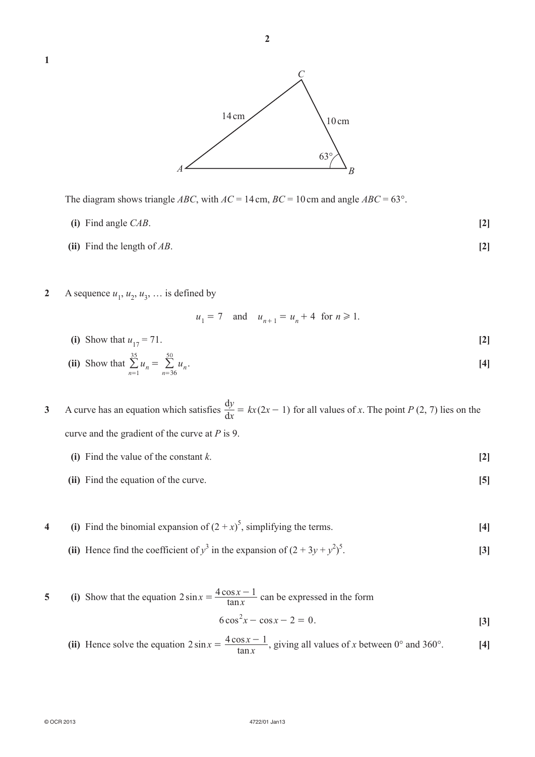**1**

The diagram shows triangle $ABC$, with $AC = 14$ cm, $BC = 10$ cm and angle $ABC = 63°$.

**(i)** Find angle $CAB$. **[2]**

**(ii)** Find the length of $AB$. **[2]**

**2** A sequence $u_1, u_2, u_3, \ldots$ is defined by

$$u_1 = 7 \quad \text{and} \quad u_{n+1} = u_n + 4 \ \text{ for } n \geqslant 1.$$

**(i)** Show that $u_{17} = 71$. **[2]**

**(ii)** Show that $\sum_{n=1}^{35} u_n = \sum_{n=36}^{50} u_n$. **[4]**

**3** A curve has an equation which satisfies $\frac{dy}{dx} = kx(2x - 1)$ for all values of $x$. The point $P$ $(2, 7)$ lies on the curve and the gradient of the curve at $P$ is 9.

**(i)** Find the value of the constant $k$. **[2]**

**(ii)** Find the equation of the curve. **[5]**

**4 (i)** Find the binomial expansion of $(2 + x)^5$, simplifying the terms. **[4]**

**(ii)** Hence find the coefficient of $y^3$ in the expansion of $(2 + 3y + y^2)^5$. **[3]**

**5 (i)** Show that the equation $2\sin x = \frac{4\cos x - 1}{\tan x}$ can be expressed in the form

$$6\cos^2 x - \cos x - 2 = 0.$$

**[3]**

**(ii)** Hence solve the equation $2\sin x = \frac{4\cos x - 1}{\tan x}$, giving all values of $x$ between 0° and 360°. **[4]**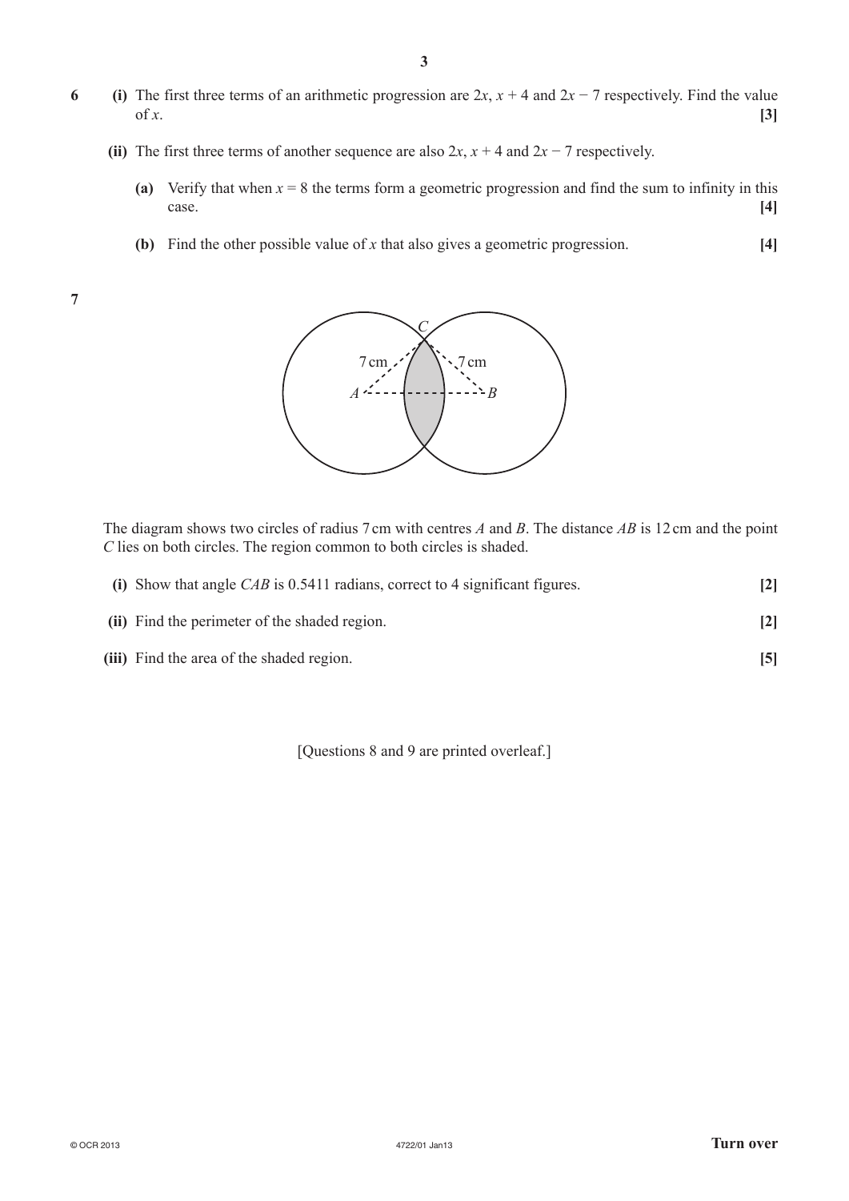**6** **(i)** The first three terms of an arithmetic progression are $2x$, $x + 4$ and $2x - 7$ respectively. Find the value of $x$. **[3]**

**(ii)** The first three terms of another sequence are also $2x$, $x + 4$ and $2x - 7$ respectively.

**(a)** Verify that when $x = 8$ the terms form a geometric progression and find the sum to infinity in this case. **[4]**

**(b)** Find the other possible value of $x$ that also gives a geometric progression. **[4]**

**7**

The diagram shows two circles of radius 7 cm with centres $A$ and $B$. The distance $AB$ is 12 cm and the point $C$ lies on both circles. The region common to both circles is shaded.

**(i)** Show that angle $CAB$ is 0.5411 radians, correct to 4 significant figures. **[2]**

**(ii)** Find the perimeter of the shaded region. **[2]**

**(iii)** Find the area of the shaded region. **[5]**

[Questions 8 and 9 are printed overleaf.]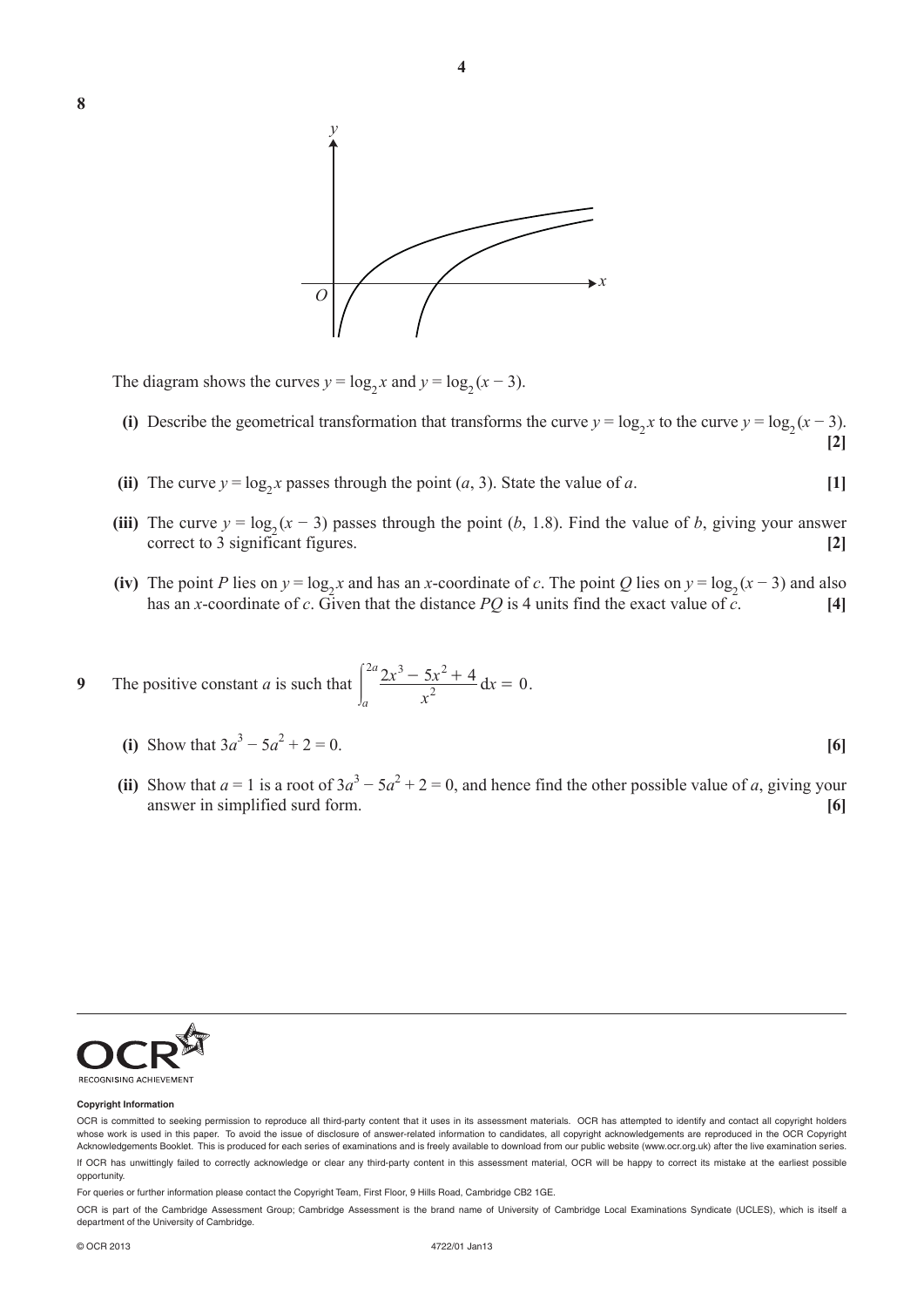**8**

y

x

O

The diagram shows the curves $y = \log_2 x$ and $y = \log_2 (x - 3)$.

**(i)** Describe the geometrical transformation that transforms the curve $y = \log_2 x$ to the curve $y = \log_2 (x - 3)$. **[2]**

**(ii)** The curve $y = \log_2 x$ passes through the point $(a, 3)$. State the value of $a$. **[1]**

**(iii)** The curve $y = \log_2 (x - 3)$ passes through the point $(b, 1.8)$. Find the value of $b$, giving your answer correct to 3 significant figures. **[2]**

**(iv)** The point $P$ lies on $y = \log_2 x$ and has an $x$-coordinate of $c$. The point $Q$ lies on $y = \log_2 (x - 3)$ and also has an $x$-coordinate of $c$. Given that the distance $PQ$ is 4 units find the exact value of $c$. **[4]**

**9** The positive constant $a$ is such that $\displaystyle\int_a^{2a} \frac{2x^3 - 5x^2 + 4}{x^2}\,dx = 0$.

**(i)** Show that $3a^3 - 5a^2 + 2 = 0$. **[6]**

**(ii)** Show that $a = 1$ is a root of $3a^3 - 5a^2 + 2 = 0$, and hence find the other possible value of $a$, giving your answer in simplified surd form. **[6]**

OCR
RECOGNISING ACHIEVEMENT

**Copyright Information**

OCR is committed to seeking permission to reproduce all third-party content that it uses in its assessment materials. OCR has attempted to identify and contact all copyright holders whose work is used in this paper. To avoid the issue of disclosure of answer-related information to candidates, all copyright acknowledgements are reproduced in the OCR Copyright Acknowledgements Booklet. This is produced for each series of examinations and is freely available to download from our public website (www.ocr.org.uk) after the live examination series.

If OCR has unwittingly failed to correctly acknowledge or clear any third-party content in this assessment material, OCR will be happy to correct its mistake at the earliest possible opportunity.

For queries or further information please contact the Copyright Team, First Floor, 9 Hills Road, Cambridge CB2 1GE.

OCR is part of the Cambridge Assessment Group; Cambridge Assessment is the brand name of University of Cambridge Local Examinations Syndicate (UCLES), which is itself a department of the University of Cambridge.

© OCR 2013 4722/01 Jan13